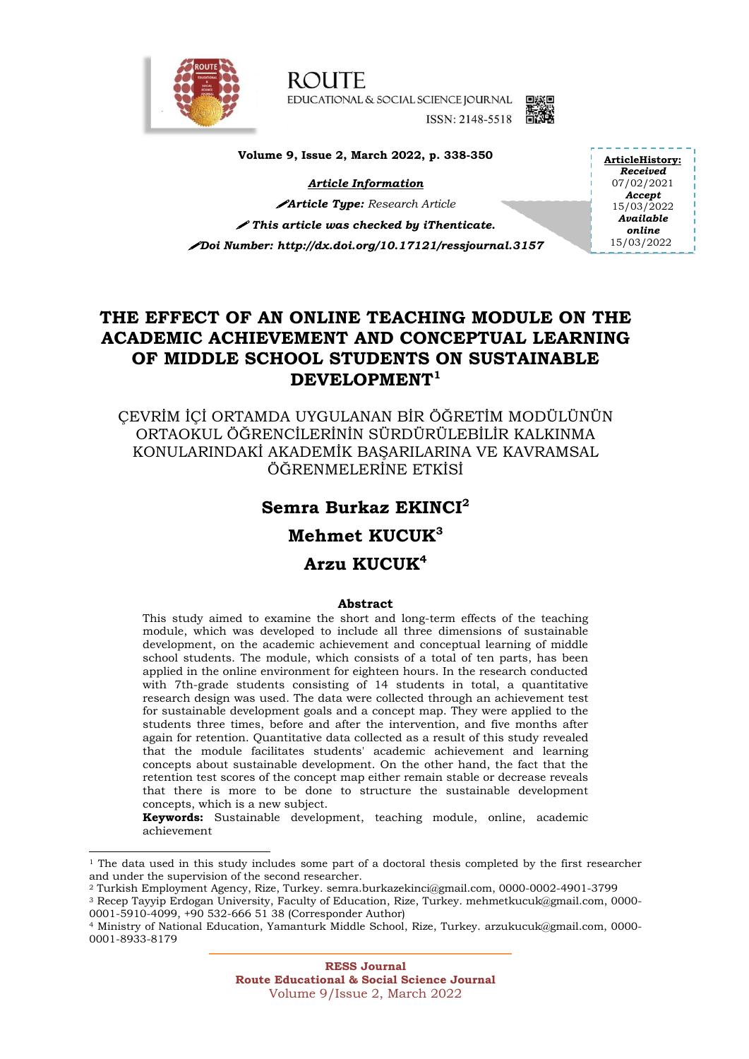ROUTE
EDUCATIONAL & SOCIAL SCIENCE JOURNAL
ISSN: 2148-5518

**Volume 9, Issue 2, March 2022, p. 338-350**

***Article Information***

***Article Type:*** *Research Article*

***This article was checked by iThenticate.***

***Doi Number: http://dx.doi.org/10.17121/ressjournal.3157***

**ArticleHistory:**
***Received***
07/02/2021
***Accept***
15/03/2022
***Available online***
15/03/2022

# THE EFFECT OF AN ONLINE TEACHING MODULE ON THE ACADEMIC ACHIEVEMENT AND CONCEPTUAL LEARNING OF MIDDLE SCHOOL STUDENTS ON SUSTAINABLE DEVELOPMENT[1]

ÇEVRİM İÇİ ORTAMDA UYGULANAN BİR ÖĞRETİM MODÜLÜNÜN ORTAOKUL ÖĞRENCİLERİNİN SÜRDÜRÜLEBİLİR KALKINMA KONULARINDAKİ AKADEMİK BAŞARILARINA VE KAVRAMSAL ÖĞRENMELERİNE ETKİSİ

**Semra Burkaz EKINCI[2]**

**Mehmet KUCUK[3]**

**Arzu KUCUK[4]**

## Abstract

This study aimed to examine the short and long-term effects of the teaching module, which was developed to include all three dimensions of sustainable development, on the academic achievement and conceptual learning of middle school students. The module, which consists of a total of ten parts, has been applied in the online environment for eighteen hours. In the research conducted with 7th-grade students consisting of 14 students in total, a quantitative research design was used. The data were collected through an achievement test for sustainable development goals and a concept map. They were applied to the students three times, before and after the intervention, and five months after again for retention. Quantitative data collected as a result of this study revealed that the module facilitates students' academic achievement and learning concepts about sustainable development. On the other hand, the fact that the retention test scores of the concept map either remain stable or decrease reveals that there is more to be done to structure the sustainable development concepts, which is a new subject.

**Keywords:** Sustainable development, teaching module, online, academic achievement

---

[1] The data used in this study includes some part of a doctoral thesis completed by the first researcher and under the supervision of the second researcher.

[2] Turkish Employment Agency, Rize, Turkey. semra.burkazekinci@gmail.com, 0000-0002-4901-3799

[3] Recep Tayyip Erdogan University, Faculty of Education, Rize, Turkey. mehmetkucuk@gmail.com, 0000-0001-5910-4099, +90 532-666 51 38 (Corresponder Author)

[4] Ministry of National Education, Yamanturk Middle School, Rize, Turkey. arzukucuk@gmail.com, 0000-0001-8933-8179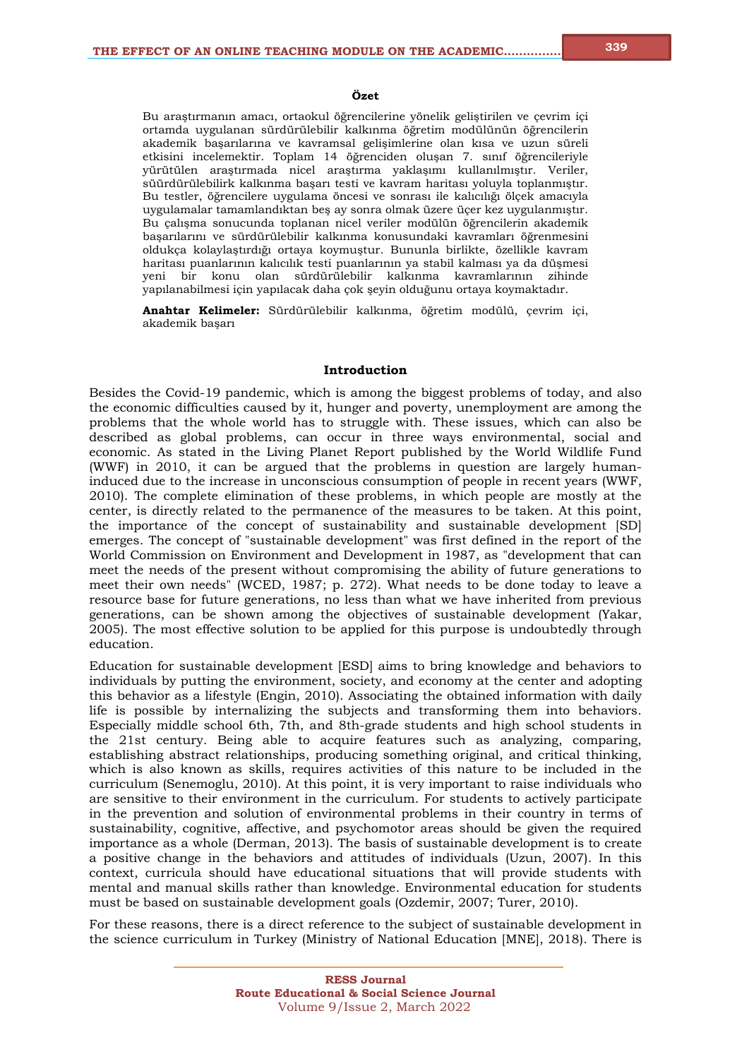**Özet**

Bu araştırmanın amacı, ortaokul öğrencilerine yönelik geliştirilen ve çevrim içi ortamda uygulanan sürdürülebilir kalkınma öğretim modülünün öğrencilerin akademik başarılarına ve kavramsal gelişimlerine olan kısa ve uzun süreli etkisini incelemektir. Toplam 14 öğrenciden oluşan 7. sınıf öğrencileriyle yürütülen araştırmada nicel araştırma yaklaşımı kullanılmıştır. Veriler, süürdürülebilirk kalkınma başarı testi ve kavram haritası yoluyla toplanmıştır. Bu testler, öğrencilere uygulama öncesi ve sonrası ile kalıcılığı ölçek amacıyla uygulamalar tamamlandıktan beş ay sonra olmak üzere üçer kez uygulanmıştır. Bu çalışma sonucunda toplanan nicel veriler modülün öğrencilerin akademik başarılarını ve sürdürülebilir kalkınma konusundaki kavramları öğrenmesini oldukça kolaylaştırdığı ortaya koymuştur. Bununla birlikte, özellikle kavram haritası puanlarının kalıcılık testi puanlarının ya stabil kalması ya da düşmesi yeni bir konu olan sürdürülebilir kalkınma kavramlarının zihinde yapılanabilmesi için yapılacak daha çok şeyin olduğunu ortaya koymaktadır.

**Anahtar Kelimeler:** Sürdürülebilir kalkınma, öğretim modülü, çevrim içi, akademik başarı

## Introduction

Besides the Covid-19 pandemic, which is among the biggest problems of today, and also the economic difficulties caused by it, hunger and poverty, unemployment are among the problems that the whole world has to struggle with. These issues, which can also be described as global problems, can occur in three ways environmental, social and economic. As stated in the Living Planet Report published by the World Wildlife Fund (WWF) in 2010, it can be argued that the problems in question are largely human-induced due to the increase in unconscious consumption of people in recent years (WWF, 2010). The complete elimination of these problems, in which people are mostly at the center, is directly related to the permanence of the measures to be taken. At this point, the importance of the concept of sustainability and sustainable development [SD] emerges. The concept of "sustainable development" was first defined in the report of the World Commission on Environment and Development in 1987, as "development that can meet the needs of the present without compromising the ability of future generations to meet their own needs" (WCED, 1987; p. 272). What needs to be done today to leave a resource base for future generations, no less than what we have inherited from previous generations, can be shown among the objectives of sustainable development (Yakar, 2005). The most effective solution to be applied for this purpose is undoubtedly through education.

Education for sustainable development [ESD] aims to bring knowledge and behaviors to individuals by putting the environment, society, and economy at the center and adopting this behavior as a lifestyle (Engin, 2010). Associating the obtained information with daily life is possible by internalizing the subjects and transforming them into behaviors. Especially middle school 6th, 7th, and 8th-grade students and high school students in the 21st century. Being able to acquire features such as analyzing, comparing, establishing abstract relationships, producing something original, and critical thinking, which is also known as skills, requires activities of this nature to be included in the curriculum (Senemoglu, 2010). At this point, it is very important to raise individuals who are sensitive to their environment in the curriculum. For students to actively participate in the prevention and solution of environmental problems in their country in terms of sustainability, cognitive, affective, and psychomotor areas should be given the required importance as a whole (Derman, 2013). The basis of sustainable development is to create a positive change in the behaviors and attitudes of individuals (Uzun, 2007). In this context, curricula should have educational situations that will provide students with mental and manual skills rather than knowledge. Environmental education for students must be based on sustainable development goals (Ozdemir, 2007; Turer, 2010).

For these reasons, there is a direct reference to the subject of sustainable development in the science curriculum in Turkey (Ministry of National Education [MNE], 2018). There is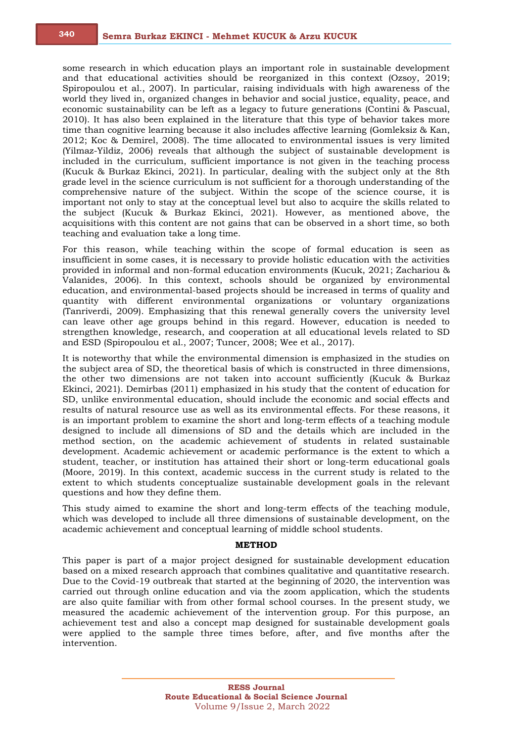some research in which education plays an important role in sustainable development and that educational activities should be reorganized in this context (Ozsoy, 2019; Spiropoulou et al., 2007). In particular, raising individuals with high awareness of the world they lived in, organized changes in behavior and social justice, equality, peace, and economic sustainability can be left as a legacy to future generations (Contini & Pascual, 2010). It has also been explained in the literature that this type of behavior takes more time than cognitive learning because it also includes affective learning (Gomleksiz & Kan, 2012; Koc & Demirel, 2008). The time allocated to environmental issues is very limited (Yilmaz-Yildiz, 2006) reveals that although the subject of sustainable development is included in the curriculum, sufficient importance is not given in the teaching process (Kucuk & Burkaz Ekinci, 2021). In particular, dealing with the subject only at the 8th grade level in the science curriculum is not sufficient for a thorough understanding of the comprehensive nature of the subject. Within the scope of the science course, it is important not only to stay at the conceptual level but also to acquire the skills related to the subject (Kucuk & Burkaz Ekinci, 2021). However, as mentioned above, the acquisitions with this content are not gains that can be observed in a short time, so both teaching and evaluation take a long time.

For this reason, while teaching within the scope of formal education is seen as insufficient in some cases, it is necessary to provide holistic education with the activities provided in informal and non-formal education environments (Kucuk, 2021; Zachariou & Valanides, 2006). In this context, schools should be organized by environmental education, and environmental-based projects should be increased in terms of quality and quantity with different environmental organizations or voluntary organizations (Tanriverdi, 2009). Emphasizing that this renewal generally covers the university level can leave other age groups behind in this regard. However, education is needed to strengthen knowledge, research, and cooperation at all educational levels related to SD and ESD (Spiropoulou et al., 2007; Tuncer, 2008; Wee et al., 2017).

It is noteworthy that while the environmental dimension is emphasized in the studies on the subject area of SD, the theoretical basis of which is constructed in three dimensions, the other two dimensions are not taken into account sufficiently (Kucuk & Burkaz Ekinci, 2021). Demirbas (2011) emphasized in his study that the content of education for SD, unlike environmental education, should include the economic and social effects and results of natural resource use as well as its environmental effects. For these reasons, it is an important problem to examine the short and long-term effects of a teaching module designed to include all dimensions of SD and the details which are included in the method section, on the academic achievement of students in related sustainable development. Academic achievement or academic performance is the extent to which a student, teacher, or institution has attained their short or long-term educational goals (Moore, 2019). In this context, academic success in the current study is related to the extent to which students conceptualize sustainable development goals in the relevant questions and how they define them.

This study aimed to examine the short and long-term effects of the teaching module, which was developed to include all three dimensions of sustainable development, on the academic achievement and conceptual learning of middle school students.

## METHOD

This paper is part of a major project designed for sustainable development education based on a mixed research approach that combines qualitative and quantitative research. Due to the Covid-19 outbreak that started at the beginning of 2020, the intervention was carried out through online education and via the zoom application, which the students are also quite familiar with from other formal school courses. In the present study, we measured the academic achievement of the intervention group. For this purpose, an achievement test and also a concept map designed for sustainable development goals were applied to the sample three times before, after, and five months after the intervention.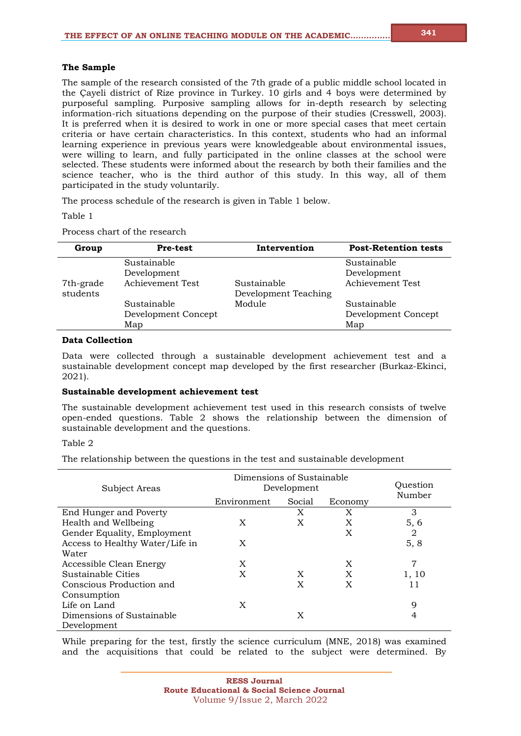### The Sample

The sample of the research consisted of the 7th grade of a public middle school located in the Çayeli district of Rize province in Turkey. 10 girls and 4 boys were determined by purposeful sampling. Purposive sampling allows for in-depth research by selecting information-rich situations depending on the purpose of their studies (Cresswell, 2003). It is preferred when it is desired to work in one or more special cases that meet certain criteria or have certain characteristics. In this context, students who had an informal learning experience in previous years were knowledgeable about environmental issues, were willing to learn, and fully participated in the online classes at the school were selected. These students were informed about the research by both their families and the science teacher, who is the third author of this study. In this way, all of them participated in the study voluntarily.

The process schedule of the research is given in Table 1 below.

Table 1

Process chart of the research

| Group | Pre-test | Intervention | Post-Retention tests |
|---|---|---|---|
| 7th-grade students | Sustainable Development Achievement Test<br>Sustainable Development Concept Map | Sustainable Development Teaching Module | Sustainable Development Achievement Test<br>Sustainable Development Concept Map |

### Data Collection

Data were collected through a sustainable development achievement test and a sustainable development concept map developed by the first researcher (Burkaz-Ekinci, 2021).

### Sustainable development achievement test

The sustainable development achievement test used in this research consists of twelve open-ended questions. Table 2 shows the relationship between the dimension of sustainable development and the questions.

Table 2

The relationship between the questions in the test and sustainable development

| Subject Areas | Dimensions of Sustainable Development | | | Question Number |
|---|---|---|---|---|
| | Environment | Social | Economy | |
| End Hunger and Poverty | | X | X | 3 |
| Health and Wellbeing | X | X | X | 5, 6 |
| Gender Equality, Employment | | | X | 2 |
| Access to Healthy Water/Life in Water | X | | | 5, 8 |
| Accessible Clean Energy | X | | X | 7 |
| Sustainable Cities | X | X | X | 1, 10 |
| Conscious Production and Consumption | | X | X | 11 |
| Life on Land | X | | | 9 |
| Dimensions of Sustainable Development | | X | | 4 |

While preparing for the test, firstly the science curriculum (MNE, 2018) was examined and the acquisitions that could be related to the subject were determined. By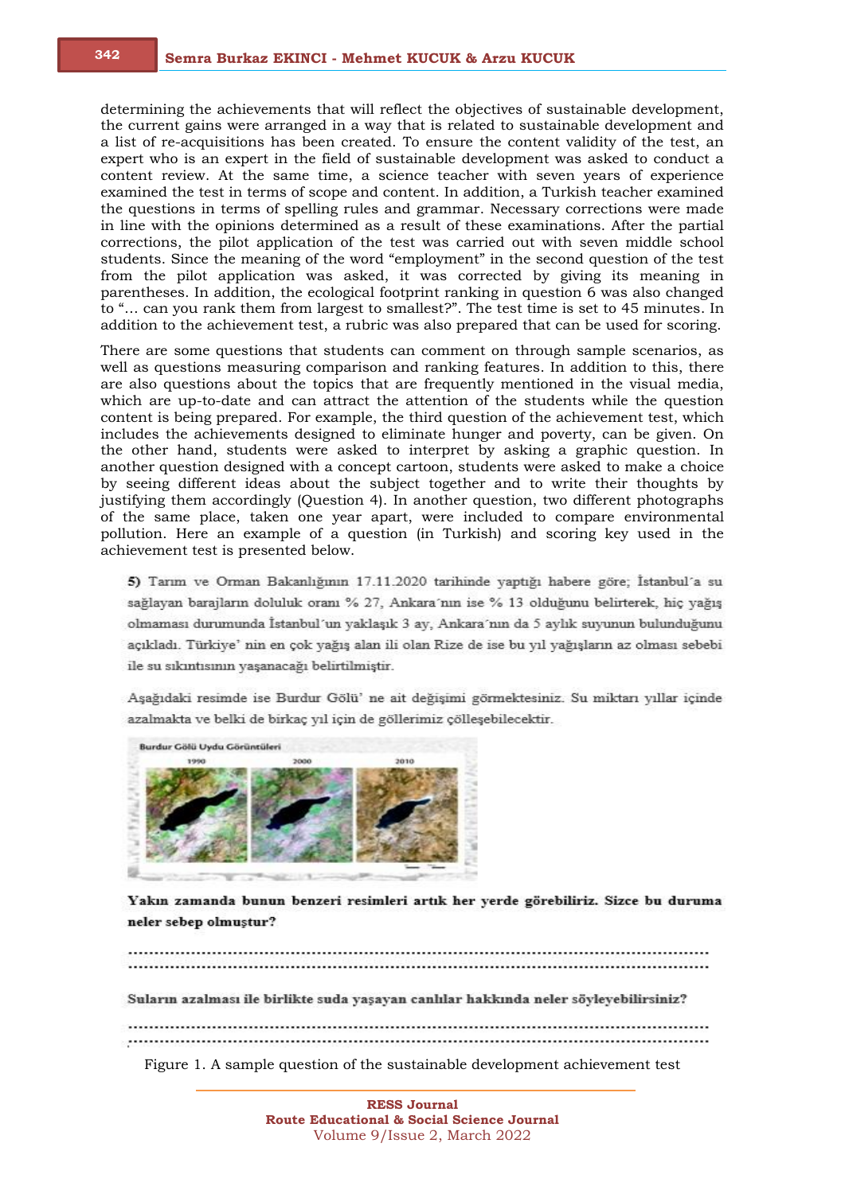determining the achievements that will reflect the objectives of sustainable development, the current gains were arranged in a way that is related to sustainable development and a list of re-acquisitions has been created. To ensure the content validity of the test, an expert who is an expert in the field of sustainable development was asked to conduct a content review. At the same time, a science teacher with seven years of experience examined the test in terms of scope and content. In addition, a Turkish teacher examined the questions in terms of spelling rules and grammar. Necessary corrections were made in line with the opinions determined as a result of these examinations. After the partial corrections, the pilot application of the test was carried out with seven middle school students. Since the meaning of the word "employment" in the second question of the test from the pilot application was asked, it was corrected by giving its meaning in parentheses. In addition, the ecological footprint ranking in question 6 was also changed to "… can you rank them from largest to smallest?". The test time is set to 45 minutes. In addition to the achievement test, a rubric was also prepared that can be used for scoring.

There are some questions that students can comment on through sample scenarios, as well as questions measuring comparison and ranking features. In addition to this, there are also questions about the topics that are frequently mentioned in the visual media, which are up-to-date and can attract the attention of the students while the question content is being prepared. For example, the third question of the achievement test, which includes the achievements designed to eliminate hunger and poverty, can be given. On the other hand, students were asked to interpret by asking a graphic question. In another question designed with a concept cartoon, students were asked to make a choice by seeing different ideas about the subject together and to write their thoughts by justifying them accordingly (Question 4). In another question, two different photographs of the same place, taken one year apart, were included to compare environmental pollution. Here an example of a question (in Turkish) and scoring key used in the achievement test is presented below.

**5)** Tarım ve Orman Bakanlığının 17.11.2020 tarihinde yaptığı habere göre; İstanbul'a su sağlayan barajların doluluk oranı % 27, Ankara'nın ise % 13 olduğunu belirterek, hiç yağış olmaması durumunda İstanbul'un yaklaşık 3 ay, Ankara'nın da 5 aylık suyunun bulunduğunu açıkladı. Türkiye' nin en çok yağış alan ili olan Rize de ise bu yıl yağışların az olması sebebi ile su sıkıntısının yaşanacağı belirtilmiştir.

Aşağıdaki resimde ise Burdur Gölü' ne ait değişimi görmektesiniz. Su miktarı yıllar içinde azalmakta ve belki de birkaç yıl için de göllerimiz çölleşebilecektir.

Burdur Gölü Uydu Görüntüleri

1990 2000 2010

**Yakın zamanda bunun benzeri resimleri artık her yerde görebiliriz. Sizce bu duruma neler sebep olmuştur?**

.......................................................................................................................
.......................................................................................................................

**Suların azalması ile birlikte suda yaşayan canlılar hakkında neler söyleyebilirsiniz?**

.......................................................................................................................
.......................................................................................................................

Figure 1. A sample question of the sustainable development achievement test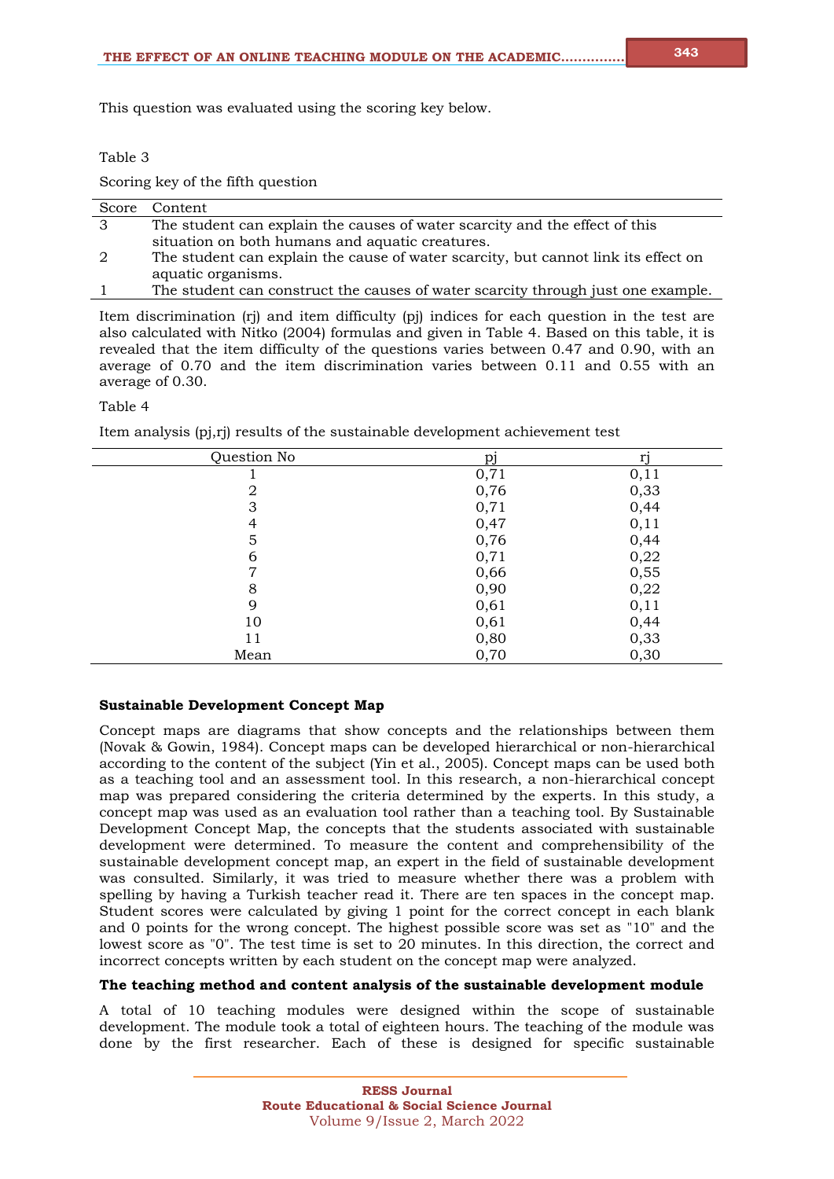This question was evaluated using the scoring key below.

Table 3

Scoring key of the fifth question

| Score | Content |
|---|---|
| 3 | The student can explain the causes of water scarcity and the effect of this situation on both humans and aquatic creatures. |
| 2 | The student can explain the cause of water scarcity, but cannot link its effect on aquatic organisms. |
| 1 | The student can construct the causes of water scarcity through just one example. |

Item discrimination (rj) and item difficulty (pj) indices for each question in the test are also calculated with Nitko (2004) formulas and given in Table 4. Based on this table, it is revealed that the item difficulty of the questions varies between 0.47 and 0.90, with an average of 0.70 and the item discrimination varies between 0.11 and 0.55 with an average of 0.30.

Table 4

Item analysis (pj,rj) results of the sustainable development achievement test

| Question No | pj | rj |
|---|---|---|
| 1 | 0,71 | 0,11 |
| 2 | 0,76 | 0,33 |
| 3 | 0,71 | 0,44 |
| 4 | 0,47 | 0,11 |
| 5 | 0,76 | 0,44 |
| 6 | 0,71 | 0,22 |
| 7 | 0,66 | 0,55 |
| 8 | 0,90 | 0,22 |
| 9 | 0,61 | 0,11 |
| 10 | 0,61 | 0,44 |
| 11 | 0,80 | 0,33 |
| Mean | 0,70 | 0,30 |

**Sustainable Development Concept Map**

Concept maps are diagrams that show concepts and the relationships between them (Novak & Gowin, 1984). Concept maps can be developed hierarchical or non-hierarchical according to the content of the subject (Yin et al., 2005). Concept maps can be used both as a teaching tool and an assessment tool. In this research, a non-hierarchical concept map was prepared considering the criteria determined by the experts. In this study, a concept map was used as an evaluation tool rather than a teaching tool. By Sustainable Development Concept Map, the concepts that the students associated with sustainable development were determined. To measure the content and comprehensibility of the sustainable development concept map, an expert in the field of sustainable development was consulted. Similarly, it was tried to measure whether there was a problem with spelling by having a Turkish teacher read it. There are ten spaces in the concept map. Student scores were calculated by giving 1 point for the correct concept in each blank and 0 points for the wrong concept. The highest possible score was set as "10" and the lowest score as "0". The test time is set to 20 minutes. In this direction, the correct and incorrect concepts written by each student on the concept map were analyzed.

**The teaching method and content analysis of the sustainable development module**

A total of 10 teaching modules were designed within the scope of sustainable development. The module took a total of eighteen hours. The teaching of the module was done by the first researcher. Each of these is designed for specific sustainable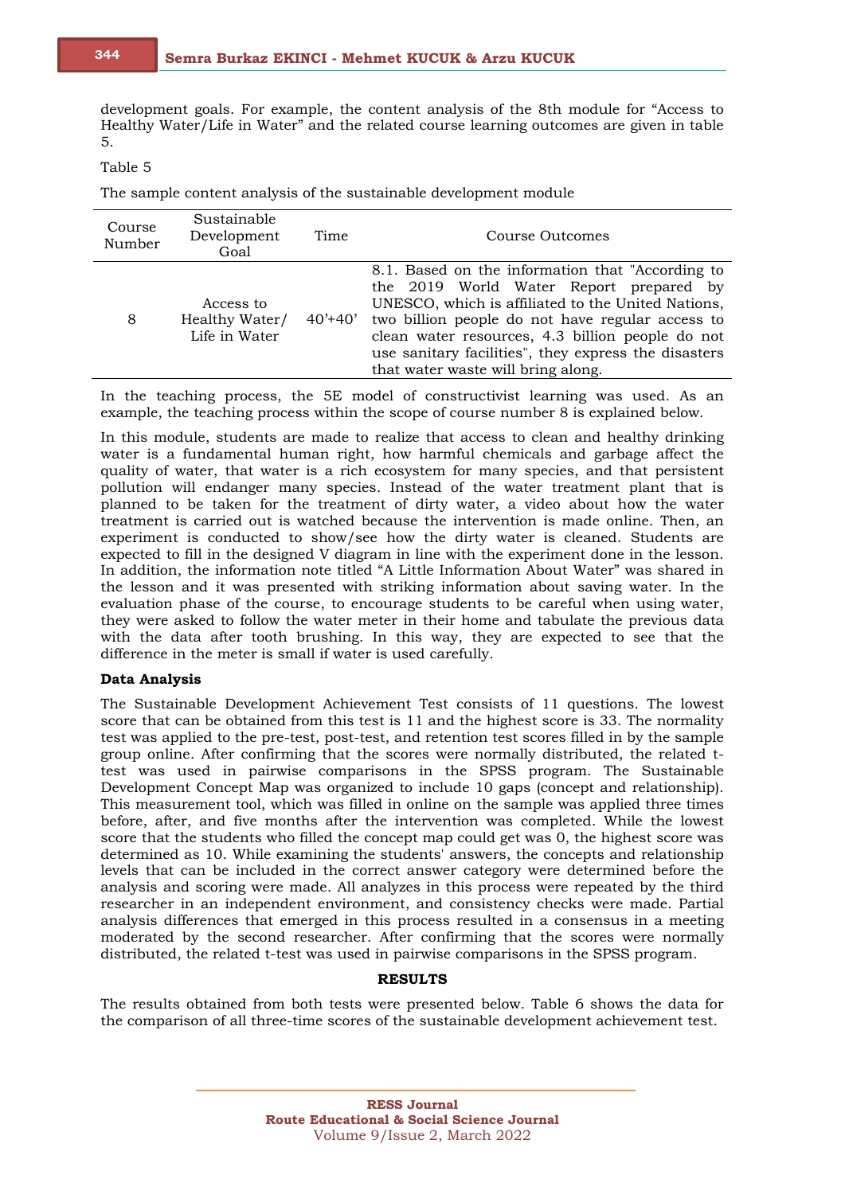development goals. For example, the content analysis of the 8th module for "Access to Healthy Water/Life in Water" and the related course learning outcomes are given in table 5.

Table 5

The sample content analysis of the sustainable development module

| Course Number | Sustainable Development Goal | Time | Course Outcomes |
|---|---|---|---|
| 8 | Access to Healthy Water/ Life in Water | 40'+40' | 8.1. Based on the information that "According to the 2019 World Water Report prepared by UNESCO, which is affiliated to the United Nations, two billion people do not have regular access to clean water resources, 4.3 billion people do not use sanitary facilities", they express the disasters that water waste will bring along. |

In the teaching process, the 5E model of constructivist learning was used. As an example, the teaching process within the scope of course number 8 is explained below.

In this module, students are made to realize that access to clean and healthy drinking water is a fundamental human right, how harmful chemicals and garbage affect the quality of water, that water is a rich ecosystem for many species, and that persistent pollution will endanger many species. Instead of the water treatment plant that is planned to be taken for the treatment of dirty water, a video about how the water treatment is carried out is watched because the intervention is made online. Then, an experiment is conducted to show/see how the dirty water is cleaned. Students are expected to fill in the designed V diagram in line with the experiment done in the lesson. In addition, the information note titled "A Little Information About Water" was shared in the lesson and it was presented with striking information about saving water. In the evaluation phase of the course, to encourage students to be careful when using water, they were asked to follow the water meter in their home and tabulate the previous data with the data after tooth brushing. In this way, they are expected to see that the difference in the meter is small if water is used carefully.

**Data Analysis**

The Sustainable Development Achievement Test consists of 11 questions. The lowest score that can be obtained from this test is 11 and the highest score is 33. The normality test was applied to the pre-test, post-test, and retention test scores filled in by the sample group online. After confirming that the scores were normally distributed, the related t-test was used in pairwise comparisons in the SPSS program. The Sustainable Development Concept Map was organized to include 10 gaps (concept and relationship). This measurement tool, which was filled in online on the sample was applied three times before, after, and five months after the intervention was completed. While the lowest score that the students who filled the concept map could get was 0, the highest score was determined as 10. While examining the students' answers, the concepts and relationship levels that can be included in the correct answer category were determined before the analysis and scoring were made. All analyzes in this process were repeated by the third researcher in an independent environment, and consistency checks were made. Partial analysis differences that emerged in this process resulted in a consensus in a meeting moderated by the second researcher. After confirming that the scores were normally distributed, the related t-test was used in pairwise comparisons in the SPSS program.

## RESULTS

The results obtained from both tests were presented below. Table 6 shows the data for the comparison of all three-time scores of the sustainable development achievement test.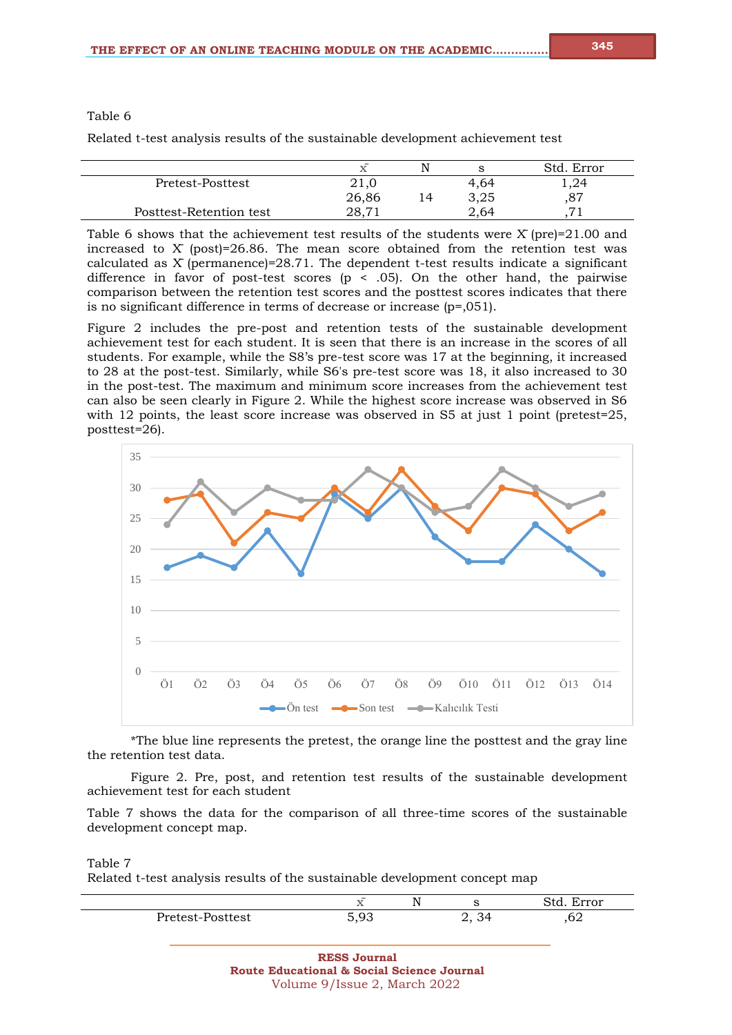Table 6

Related t-test analysis results of the sustainable development achievement test

| | $\bar{x}$ | N | s | Std. Error |
|---|---|---|---|---|
| Pretest-Posttest | 21,0 | | 4,64 | 1,24 |
| | 26,86 | 14 | 3,25 | ,87 |
| Posttest-Retention test | 28,71 | | 2,64 | ,71 |

Table 6 shows that the achievement test results of the students were $\bar{X}$ (pre)=21.00 and increased to $\bar{X}$ (post)=26.86. The mean score obtained from the retention test was calculated as $\bar{X}$ (permanence)=28.71. The dependent t-test results indicate a significant difference in favor of post-test scores ($p < .05$). On the other hand, the pairwise comparison between the retention test scores and the posttest scores indicates that there is no significant difference in terms of decrease or increase (p=,051).

Figure 2 includes the pre-post and retention tests of the sustainable development achievement test for each student. It is seen that there is an increase in the scores of all students. For example, while the S8's pre-test score was 17 at the beginning, it increased to 28 at the post-test. Similarly, while S6's pre-test score was 18, it also increased to 30 in the post-test. The maximum and minimum score increases from the achievement test can also be seen clearly in Figure 2. While the highest score increase was observed in S6 with 12 points, the least score increase was observed in S5 at just 1 point (pretest=25, posttest=26).

*The blue line represents the pretest, the orange line the posttest and the gray line the retention test data.

Figure 2. Pre, post, and retention test results of the sustainable development achievement test for each student

Table 7 shows the data for the comparison of all three-time scores of the sustainable development concept map.

Table 7

Related t-test analysis results of the sustainable development concept map

| | $\bar{x}$ | N | s | Std. Error |
|---|---|---|---|---|
| Pretest-Posttest | 5,93 | | 2, 34 | ,62 |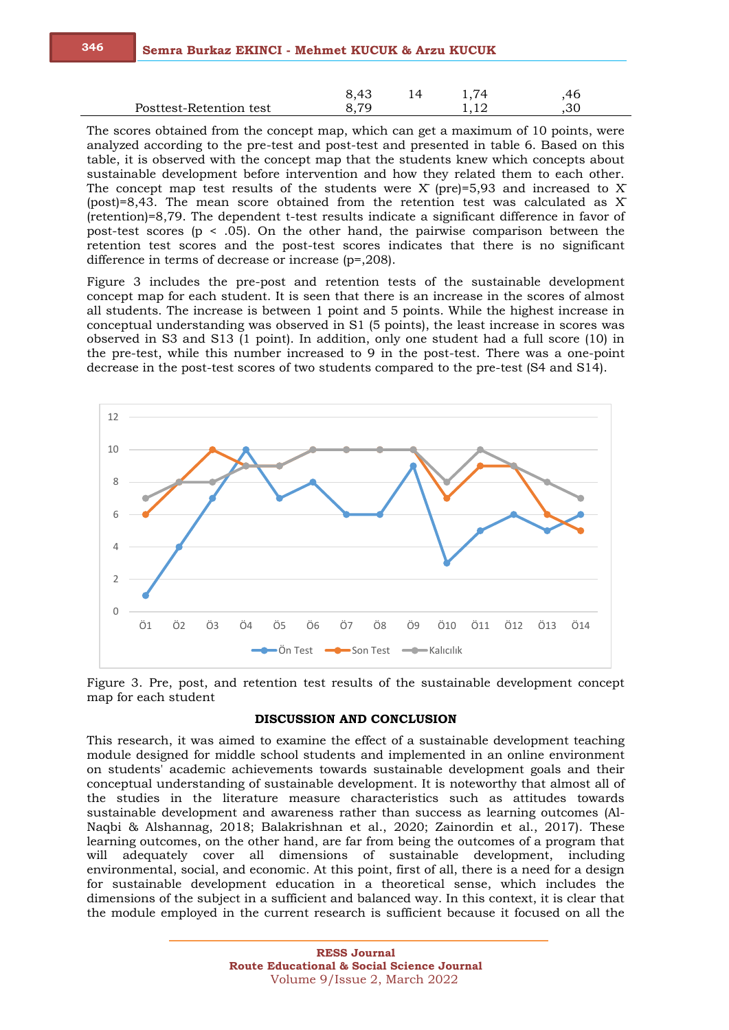| | | | | |
|---|---|---|---|---|
| | 8,43 | 14 | 1,74 | ,46 |
| Posttest-Retention test | 8,79 | | 1,12 | ,30 |

The scores obtained from the concept map, which can get a maximum of 10 points, were analyzed according to the pre-test and post-test and presented in table 6. Based on this table, it is observed with the concept map that the students knew which concepts about sustainable development before intervention and how they related them to each other. The concept map test results of the students were $\bar{X}$ (pre)=5,93 and increased to $\bar{X}$ (post)=8,43. The mean score obtained from the retention test was calculated as $\bar{X}$ (retention)=8,79. The dependent t-test results indicate a significant difference in favor of post-test scores ($p < .05$). On the other hand, the pairwise comparison between the retention test scores and the post-test scores indicates that there is no significant difference in terms of decrease or increase (p=,208).

Figure 3 includes the pre-post and retention tests of the sustainable development concept map for each student. It is seen that there is an increase in the scores of almost all students. The increase is between 1 point and 5 points. While the highest increase in conceptual understanding was observed in S1 (5 points), the least increase in scores was observed in S3 and S13 (1 point). In addition, only one student had a full score (10) in the pre-test, while this number increased to 9 in the post-test. There was a one-point decrease in the post-test scores of two students compared to the pre-test (S4 and S14).

Figure 3. Pre, post, and retention test results of the sustainable development concept map for each student

## DISCUSSION AND CONCLUSION

This research, it was aimed to examine the effect of a sustainable development teaching module designed for middle school students and implemented in an online environment on students' academic achievements towards sustainable development goals and their conceptual understanding of sustainable development. It is noteworthy that almost all of the studies in the literature measure characteristics such as attitudes towards sustainable development and awareness rather than success as learning outcomes (Al-Naqbi & Alshannag, 2018; Balakrishnan et al., 2020; Zainordin et al., 2017). These learning outcomes, on the other hand, are far from being the outcomes of a program that will adequately cover all dimensions of sustainable development, including environmental, social, and economic. At this point, first of all, there is a need for a design for sustainable development education in a theoretical sense, which includes the dimensions of the subject in a sufficient and balanced way. In this context, it is clear that the module employed in the current research is sufficient because it focused on all the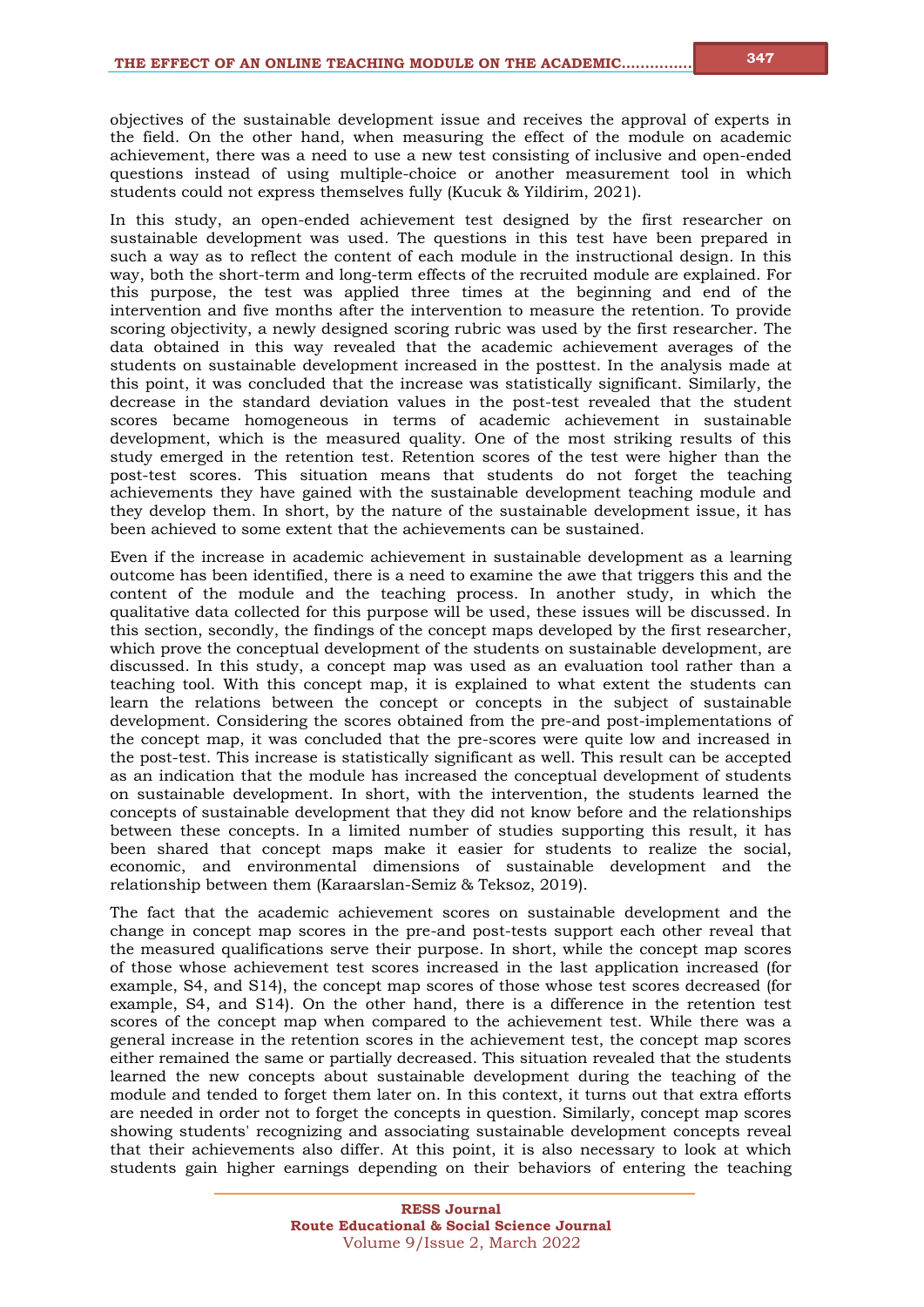objectives of the sustainable development issue and receives the approval of experts in the field. On the other hand, when measuring the effect of the module on academic achievement, there was a need to use a new test consisting of inclusive and open-ended questions instead of using multiple-choice or another measurement tool in which students could not express themselves fully (Kucuk & Yildirim, 2021).

In this study, an open-ended achievement test designed by the first researcher on sustainable development was used. The questions in this test have been prepared in such a way as to reflect the content of each module in the instructional design. In this way, both the short-term and long-term effects of the recruited module are explained. For this purpose, the test was applied three times at the beginning and end of the intervention and five months after the intervention to measure the retention. To provide scoring objectivity, a newly designed scoring rubric was used by the first researcher. The data obtained in this way revealed that the academic achievement averages of the students on sustainable development increased in the posttest. In the analysis made at this point, it was concluded that the increase was statistically significant. Similarly, the decrease in the standard deviation values in the post-test revealed that the student scores became homogeneous in terms of academic achievement in sustainable development, which is the measured quality. One of the most striking results of this study emerged in the retention test. Retention scores of the test were higher than the post-test scores. This situation means that students do not forget the teaching achievements they have gained with the sustainable development teaching module and they develop them. In short, by the nature of the sustainable development issue, it has been achieved to some extent that the achievements can be sustained.

Even if the increase in academic achievement in sustainable development as a learning outcome has been identified, there is a need to examine the awe that triggers this and the content of the module and the teaching process. In another study, in which the qualitative data collected for this purpose will be used, these issues will be discussed. In this section, secondly, the findings of the concept maps developed by the first researcher, which prove the conceptual development of the students on sustainable development, are discussed. In this study, a concept map was used as an evaluation tool rather than a teaching tool. With this concept map, it is explained to what extent the students can learn the relations between the concept or concepts in the subject of sustainable development. Considering the scores obtained from the pre-and post-implementations of the concept map, it was concluded that the pre-scores were quite low and increased in the post-test. This increase is statistically significant as well. This result can be accepted as an indication that the module has increased the conceptual development of students on sustainable development. In short, with the intervention, the students learned the concepts of sustainable development that they did not know before and the relationships between these concepts. In a limited number of studies supporting this result, it has been shared that concept maps make it easier for students to realize the social, economic, and environmental dimensions of sustainable development and the relationship between them (Karaarslan-Semiz & Teksoz, 2019).

The fact that the academic achievement scores on sustainable development and the change in concept map scores in the pre-and post-tests support each other reveal that the measured qualifications serve their purpose. In short, while the concept map scores of those whose achievement test scores increased in the last application increased (for example, S4, and S14), the concept map scores of those whose test scores decreased (for example, S4, and S14). On the other hand, there is a difference in the retention test scores of the concept map when compared to the achievement test. While there was a general increase in the retention scores in the achievement test, the concept map scores either remained the same or partially decreased. This situation revealed that the students learned the new concepts about sustainable development during the teaching of the module and tended to forget them later on. In this context, it turns out that extra efforts are needed in order not to forget the concepts in question. Similarly, concept map scores showing students' recognizing and associating sustainable development concepts reveal that their achievements also differ. At this point, it is also necessary to look at which students gain higher earnings depending on their behaviors of entering the teaching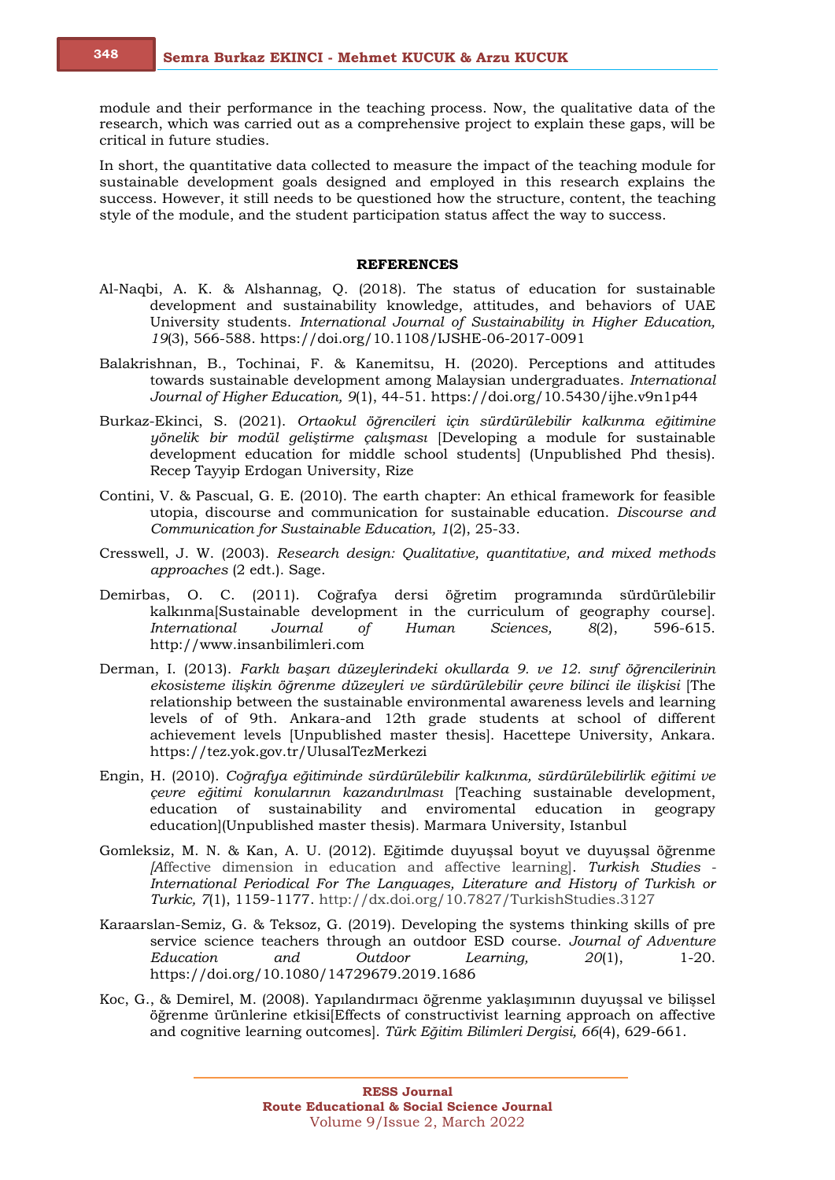module and their performance in the teaching process. Now, the qualitative data of the research, which was carried out as a comprehensive project to explain these gaps, will be critical in future studies.

In short, the quantitative data collected to measure the impact of the teaching module for sustainable development goals designed and employed in this research explains the success. However, it still needs to be questioned how the structure, content, the teaching style of the module, and the student participation status affect the way to success.

## REFERENCES

Al-Naqbi, A. K. & Alshannag, Q. (2018). The status of education for sustainable development and sustainability knowledge, attitudes, and behaviors of UAE University students. *International Journal of Sustainability in Higher Education, 19*(3), 566-588. https://doi.org/10.1108/IJSHE-06-2017-0091

Balakrishnan, B., Tochinai, F. & Kanemitsu, H. (2020). Perceptions and attitudes towards sustainable development among Malaysian undergraduates. *International Journal of Higher Education, 9*(1), 44-51. https://doi.org/10.5430/ijhe.v9n1p44

Burkaz-Ekinci, S. (2021). *Ortaokul öğrencileri için sürdürülebilir kalkınma eğitimine yönelik bir modül geliştirme çalışması* [Developing a module for sustainable development education for middle school students] (Unpublished Phd thesis). Recep Tayyip Erdogan University, Rize

Contini, V. & Pascual, G. E. (2010). The earth chapter: An ethical framework for feasible utopia, discourse and communication for sustainable education. *Discourse and Communication for Sustainable Education, 1*(2), 25-33.

Cresswell, J. W. (2003). *Research design: Qualitative, quantitative, and mixed methods approaches* (2 edt.). Sage.

Demirbas, O. C. (2011). Coğrafya dersi öğretim programında sürdürülebilir kalkınma[Sustainable development in the curriculum of geography course]. *International Journal of Human Sciences, 8*(2), 596-615. http://www.insanbilimleri.com

Derman, I. (2013). *Farklı başarı düzeylerindeki okullarda 9. ve 12. sınıf öğrencilerinin ekosisteme ilişkin öğrenme düzeyleri ve sürdürülebilir çevre bilinci ile ilişkisi* [The relationship between the sustainable environmental awareness levels and learning levels of of 9th. Ankara-and 12th grade students at school of different achievement levels [Unpublished master thesis]. Hacettepe University, Ankara. https://tez.yok.gov.tr/UlusalTezMerkezi

Engin, H. (2010). *Coğrafya eğitiminde sürdürülebilir kalkınma, sürdürülebilirlik eğitimi ve çevre eğitimi konularının kazandırılması* [Teaching sustainable development, education of sustainability and enviromental education in geograpy education](Unpublished master thesis). Marmara University, Istanbul

Gomleksiz, M. N. & Kan, A. U. (2012). Eğitimde duyuşsal boyut ve duyuşsal öğrenme *[A*ffective dimension in education and affective learning]. *Turkish Studies - International Periodical For The Languages, Literature and History of Turkish or Turkic, 7*(1), 1159-1177. http://dx.doi.org/10.7827/TurkishStudies.3127

Karaarslan-Semiz, G. & Teksoz, G. (2019). Developing the systems thinking skills of pre service science teachers through an outdoor ESD course. *Journal of Adventure Education and Outdoor Learning, 20*(1), 1-20. https://doi.org/10.1080/14729679.2019.1686

Koc, G., & Demirel, M. (2008). Yapılandırmacı öğrenme yaklaşımının duyuşsal ve bilişsel öğrenme ürünlerine etkisi[Effects of constructivist learning approach on affective and cognitive learning outcomes]. *Türk Eğitim Bilimleri Dergisi, 66*(4), 629-661.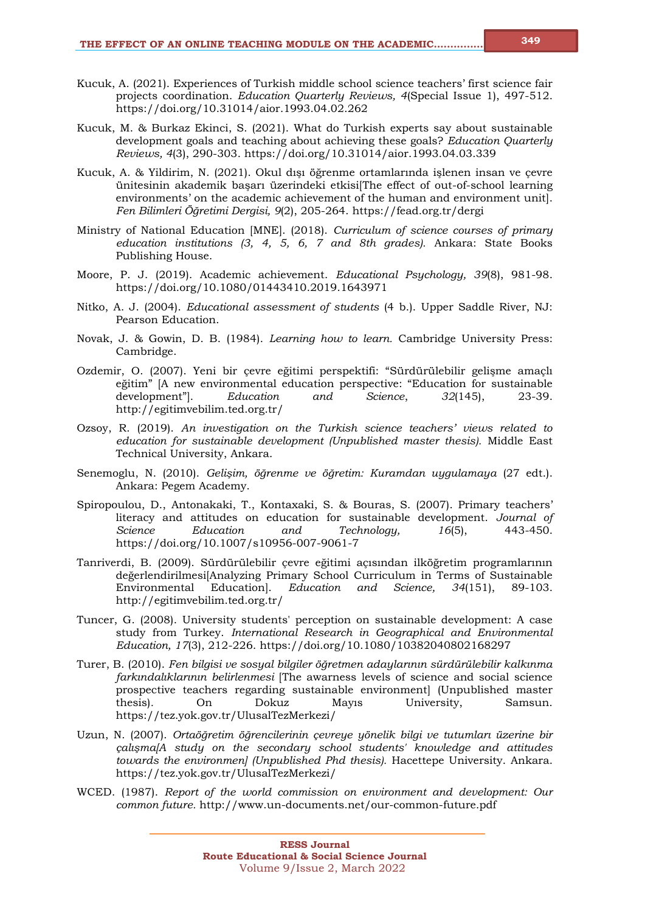Kucuk, A. (2021). Experiences of Turkish middle school science teachers' first science fair projects coordination. *Education Quarterly Reviews, 4*(Special Issue 1), 497-512. https://doi.org/10.31014/aior.1993.04.02.262

Kucuk, M. & Burkaz Ekinci, S. (2021). What do Turkish experts say about sustainable development goals and teaching about achieving these goals? *Education Quarterly Reviews, 4*(3), 290-303. https://doi.org/10.31014/aior.1993.04.03.339

Kucuk, A. & Yildirim, N. (2021). Okul dışı öğrenme ortamlarında işlenen insan ve çevre ünitesinin akademik başarı üzerindeki etkisi[The effect of out-of-school learning environments' on the academic achievement of the human and environment unit]. *Fen Bilimleri Öğretimi Dergisi, 9*(2), 205-264. https://fead.org.tr/dergi

Ministry of National Education [MNE]. (2018). *Curriculum of science courses of primary education institutions (3, 4, 5, 6, 7 and 8th grades).* Ankara: State Books Publishing House.

Moore, P. J. (2019). Academic achievement. *Educational Psychology, 39*(8), 981-98. https://doi.org/10.1080/01443410.2019.1643971

Nitko, A. J. (2004). *Educational assessment of students* (4 b.). Upper Saddle River, NJ: Pearson Education.

Novak, J. & Gowin, D. B. (1984). *Learning how to learn*. Cambridge University Press: Cambridge.

Ozdemir, O. (2007). Yeni bir çevre eğitimi perspektifi: "Sürdürülebilir gelişme amaçlı eğitim" [A new environmental education perspective: "Education for sustainable development"]. *Education and Science*, *32*(145), 23-39. http://egitimvebilim.ted.org.tr/

Ozsoy, R. (2019). *An investigation on the Turkish science teachers' views related to education for sustainable development (Unpublished master thesis).* Middle East Technical University, Ankara.

Senemoglu, N. (2010). *Gelişim, öğrenme ve öğretim: Kuramdan uygulamaya* (27 edt.). Ankara: Pegem Academy.

Spiropoulou, D., Antonakaki, T., Kontaxaki, S. & Bouras, S. (2007). Primary teachers' literacy and attitudes on education for sustainable development. *Journal of Science Education and Technology, 16*(5), 443-450. https://doi.org/10.1007/s10956-007-9061-7

Tanriverdi, B. (2009). Sürdürülebilir çevre eğitimi açısından ilköğretim programlarının değerlendirilmesi[Analyzing Primary School Curriculum in Terms of Sustainable Environmental Education]. *Education and Science, 34*(151), 89-103. http://egitimvebilim.ted.org.tr/

Tuncer, G. (2008). University students' perception on sustainable development: A case study from Turkey. *International Research in Geographical and Environmental Education, 17*(3), 212-226. https://doi.org/10.1080/10382040802168297

Turer, B. (2010). *Fen bilgisi ve sosyal bilgiler öğretmen adaylarının sürdürülebilir kalkınma farkındalıklarının belirlenmesi* [The awarness levels of science and social science prospective teachers regarding sustainable environment] (Unpublished master thesis). On Dokuz Mayıs University, Samsun. https://tez.yok.gov.tr/UlusalTezMerkezi/

Uzun, N. (2007). *Ortaöğretim öğrencilerinin çevreye yönelik bilgi ve tutumları üzerine bir çalışma[A study on the secondary school students' knowledge and attitudes towards the environmen] (Unpublished Phd thesis).* Hacettepe University. Ankara. https://tez.yok.gov.tr/UlusalTezMerkezi/

WCED. (1987). *Report of the world commission on environment and development: Our common future.* http://www.un-documents.net/our-common-future.pdf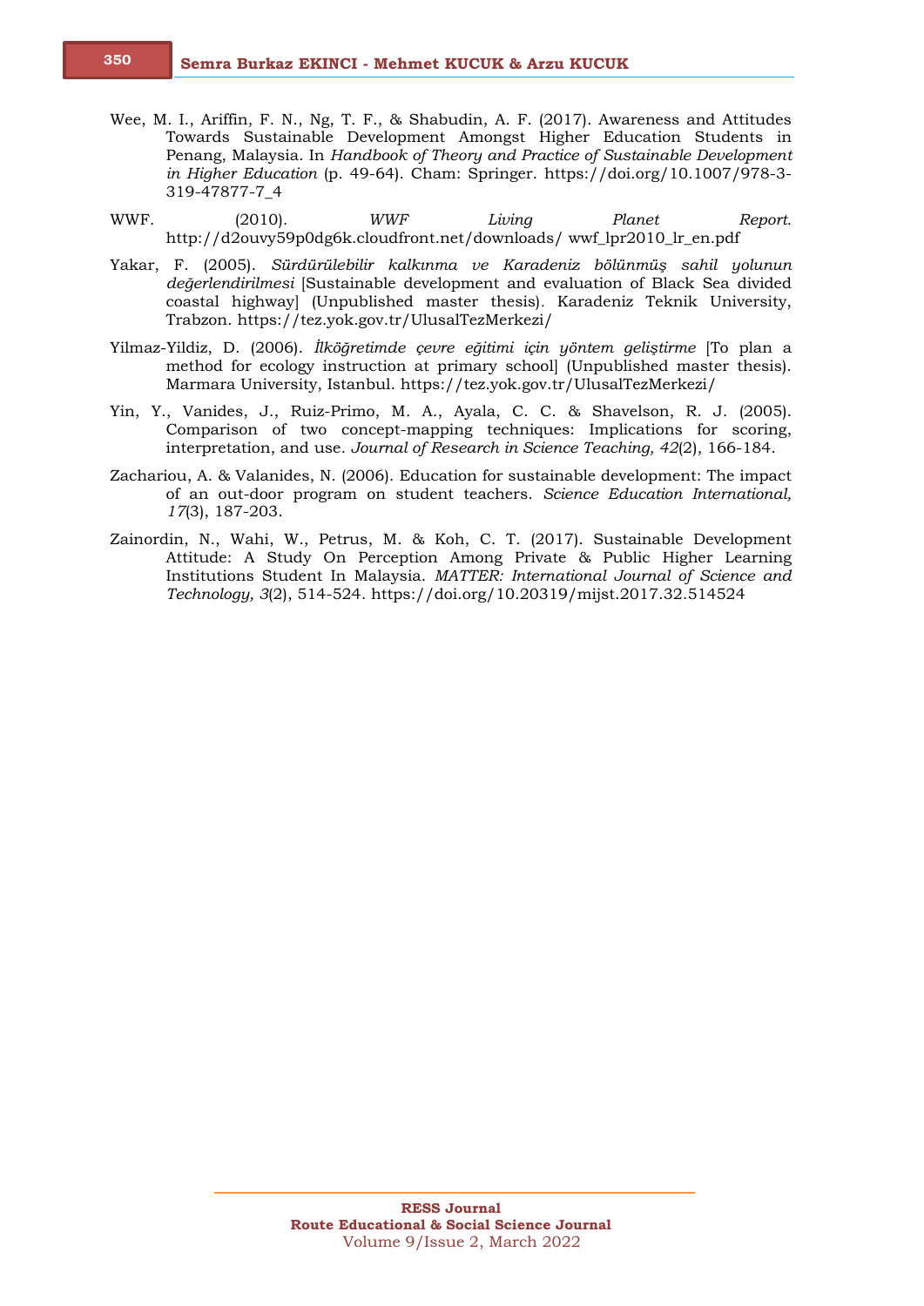Wee, M. I., Ariffin, F. N., Ng, T. F., & Shabudin, A. F. (2017). Awareness and Attitudes Towards Sustainable Development Amongst Higher Education Students in Penang, Malaysia. In *Handbook of Theory and Practice of Sustainable Development in Higher Education* (p. 49-64). Cham: Springer. https://doi.org/10.1007/978-3-319-47877-7_4

WWF. (2010). *WWF Living Planet Report.* http://d2ouvy59p0dg6k.cloudfront.net/downloads/ wwf_lpr2010_lr_en.pdf

Yakar, F. (2005). *Sürdürülebilir kalkınma ve Karadeniz bölünmüş sahil yolunun değerlendirilmesi* [Sustainable development and evaluation of Black Sea divided coastal highway] (Unpublished master thesis). Karadeniz Teknik University, Trabzon. https://tez.yok.gov.tr/UlusalTezMerkezi/

Yilmaz-Yildiz, D. (2006). *İlköğretimde çevre eğitimi için yöntem geliştirme* [To plan a method for ecology instruction at primary school] (Unpublished master thesis). Marmara University, Istanbul. https://tez.yok.gov.tr/UlusalTezMerkezi/

Yin, Y., Vanides, J., Ruiz-Primo, M. A., Ayala, C. C. & Shavelson, R. J. (2005). Comparison of two concept-mapping techniques: Implications for scoring, interpretation, and use. *Journal of Research in Science Teaching, 42*(2), 166-184.

Zachariou, A. & Valanides, N. (2006). Education for sustainable development: The impact of an out-door program on student teachers. *Science Education International, 17*(3), 187-203.

Zainordin, N., Wahi, W., Petrus, M. & Koh, C. T. (2017). Sustainable Development Attitude: A Study On Perception Among Private & Public Higher Learning Institutions Student In Malaysia. *MATTER: International Journal of Science and Technology, 3*(2), 514-524. https://doi.org/10.20319/mijst.2017.32.514524